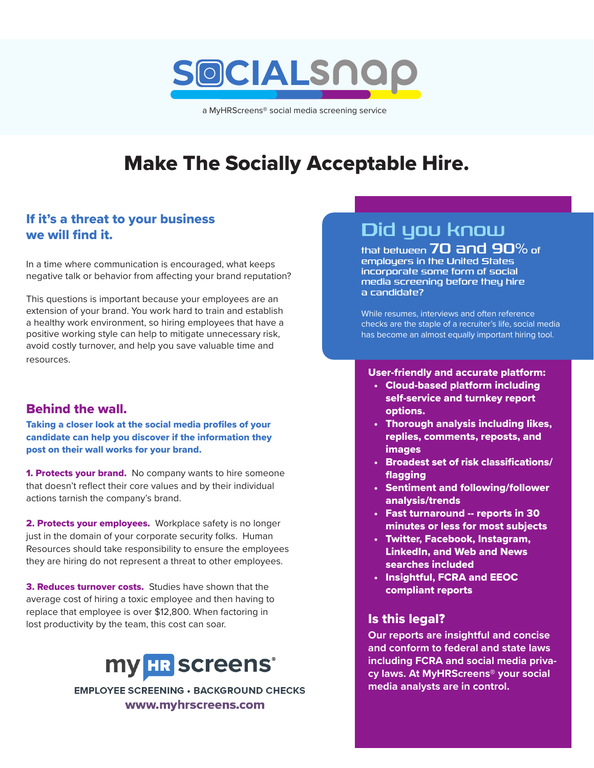# SOCIALSNAP

a MyHRScreens® social media screening service

# Make The Socially Acceptable Hire.

## If it's a threat to your business we will find it.

In a time where communication is encouraged, what keeps negative talk or behavior from affecting your brand reputation?

This questions is important because your employees are an extension of your brand. You work hard to train and establish a healthy work environment, so hiring employees that have a positive working style can help to mitigate unnecessary risk, avoid costly turnover, and help you save valuable time and resources.

## Behind the wall.

**Taking a closer look at the social media profiles of your candidate can help you discover if the information they post on their wall works for your brand.**

**1. Protects your brand.** No company wants to hire someone that doesn't reflect their core values and by their individual actions tarnish the company's brand.

**2. Protects your employees.** Workplace safety is no longer just in the domain of your corporate security folks. Human Resources should take responsibility to ensure the employees they are hiring do not represent a threat to other employees.

**3. Reduces turnover costs.** Studies have shown that the average cost of hiring a toxic employee and then having to replace that employee is over $12,800. When factoring in lost productivity by the team, this cost can soar.

**my HR screens®**

EMPLOYEE SCREENING • BACKGROUND CHECKS

www.myhrscreens.com

## Did you know

that between **70 and 90%** of employers in the United States incorporate some form of social media screening before they hire a candidate?

While resumes, interviews and often reference checks are the staple of a recruiter's life, social media has become an almost equally important hiring tool.

**User-friendly and accurate platform:**

- **Cloud-based platform including self-service and turnkey report options.**
- **Thorough analysis including likes, replies, comments, reposts, and images**
- **Broadest set of risk classifications/ flagging**
- **Sentiment and following/follower analysis/trends**
- **Fast turnaround -- reports in 30 minutes or less for most subjects**
- **Twitter, Facebook, Instagram, LinkedIn, and Web and News searches included**
- **Insightful, FCRA and EEOC compliant reports**

## Is this legal?

**Our reports are insightful and concise and conform to federal and state laws including FCRA and social media privacy laws. At MyHRScreens® your social media analysts are in control.**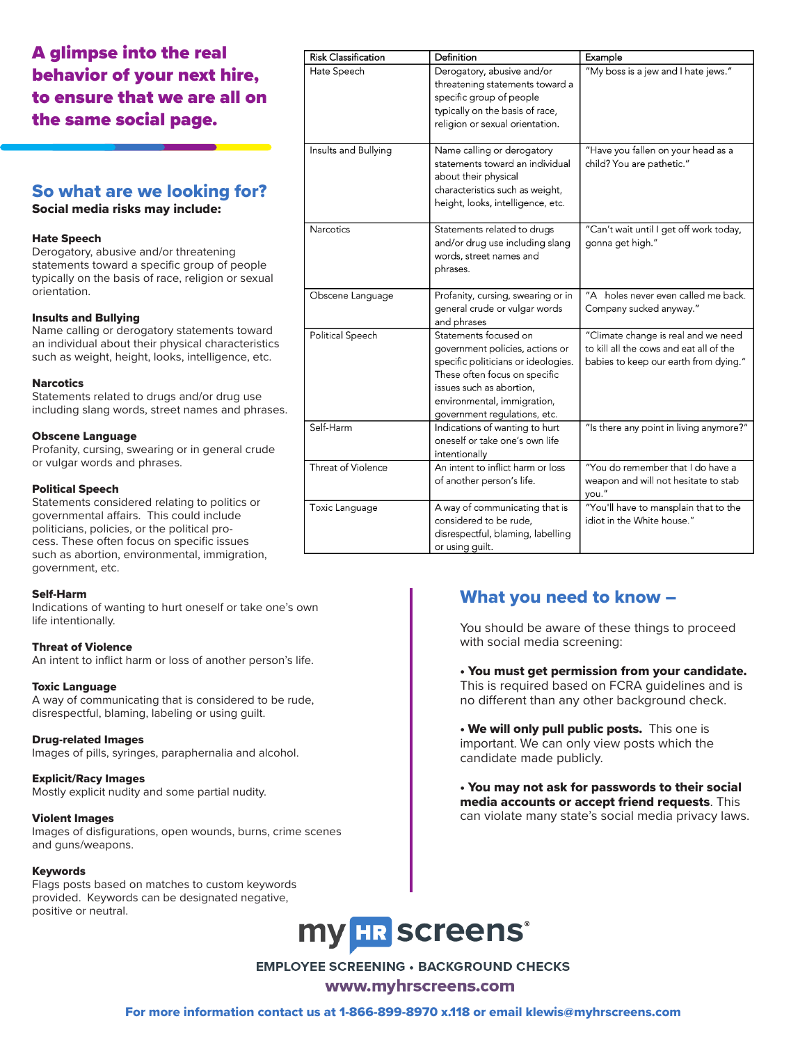# A glimpse into the real behavior of your next hire, to ensure that we are all on the same social page.

| Risk Classification | Definition | Example |
|---|---|---|
| Hate Speech | Derogatory, abusive and/or threatening statements toward a specific group of people typically on the basis of race, religion or sexual orientation. | "My boss is a jew and I hate jews." |
| Insults and Bullying | Name calling or derogatory statements toward an individual about their physical characteristics such as weight, height, looks, intelligence, etc. | "Have you fallen on your head as a child? You are pathetic." |
| Narcotics | Statements related to drugs and/or drug use including slang words, street names and phrases. | "Can't wait until I get off work today, gonna get high." |
| Obscene Language | Profanity, cursing, swearing or in general crude or vulgar words and phrases | "A holes never even called me back. Company sucked anyway." |
| Political Speech | Statements focused on government policies, actions or specific politicians or ideologies. These often focus on specific issues such as abortion, environmental, immigration, government regulations, etc. | "Climate change is real and we need to kill all the cows and eat all of the babies to keep our earth from dying." |
| Self-Harm | Indications of wanting to hurt oneself or take one's own life intentionally | "Is there any point in living anymore?" |
| Threat of Violence | An intent to inflict harm or loss of another person's life. | "You do remember that I do have a weapon and will not hesitate to stab you." |
| Toxic Language | A way of communicating that is considered to be rude, disrespectful, blaming, labelling or using guilt. | "You'll have to mansplain that to the idiot in the White house." |

## So what are we looking for?

**Social media risks may include:**

**Hate Speech**
Derogatory, abusive and/or threatening statements toward a specific group of people typically on the basis of race, religion or sexual orientation.

**Insults and Bullying**
Name calling or derogatory statements toward an individual about their physical characteristics such as weight, height, looks, intelligence, etc.

**Narcotics**
Statements related to drugs and/or drug use including slang words, street names and phrases.

**Obscene Language**
Profanity, cursing, swearing or in general crude or vulgar words and phrases.

**Political Speech**
Statements considered relating to politics or governmental affairs. This could include politicians, policies, or the political process. These often focus on specific issues such as abortion, environmental, immigration, government, etc.

**Self-Harm**
Indications of wanting to hurt oneself or take one's own life intentionally.

**Threat of Violence**
An intent to inflict harm or loss of another person's life.

**Toxic Language**
A way of communicating that is considered to be rude, disrespectful, blaming, labeling or using guilt.

**Drug-related Images**
Images of pills, syringes, paraphernalia and alcohol.

**Explicit/Racy Images**
Mostly explicit nudity and some partial nudity.

**Violent Images**
Images of disfigurations, open wounds, burns, crime scenes and guns/weapons.

**Keywords**
Flags posts based on matches to custom keywords provided. Keywords can be designated negative, positive or neutral.

## What you need to know –

You should be aware of these things to proceed with social media screening:

- **You must get permission from your candidate.** This is required based on FCRA guidelines and is no different than any other background check.
- **We will only pull public posts.** This one is important. We can only view posts which the candidate made publicly.
- **You may not ask for passwords to their social media accounts or accept friend requests**. This can violate many state's social media privacy laws.

my HR screens®

EMPLOYEE SCREENING • BACKGROUND CHECKS

www.myhrscreens.com

For more information contact us at 1-866-899-8970 x.118 or email klewis@myhrscreens.com